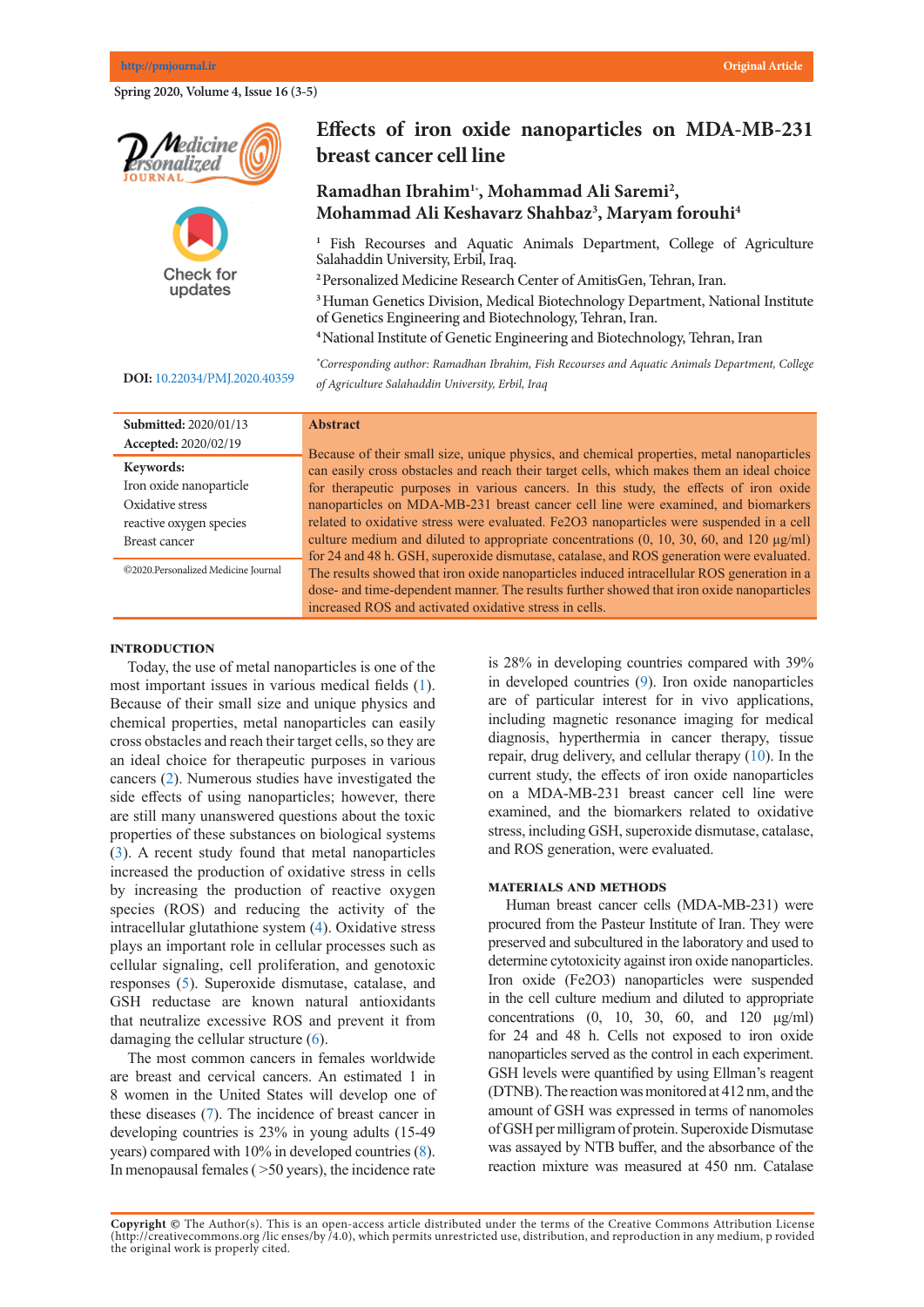# Effects of iron oxide nanoparticles on MDA-MB-231 breast cancer cell line

**Ramadhan Ibrahim[1*], Mohammad Ali Saremi[2], Mohammad Ali Keshavarz Shahbaz[3], Maryam forouhi[4]**

[1] Fish Recourses and Aquatic Animals Department, College of Agriculture Salahaddin University, Erbil, Iraq.

[2] Personalized Medicine Research Center of AmitisGen, Tehran, Iran.

[3] Human Genetics Division, Medical Biotechnology Department, National Institute of Genetics Engineering and Biotechnology, Tehran, Iran.

[4] National Institute of Genetic Engineering and Biotechnology, Tehran, Iran

*Corresponding author: Ramadhan Ibrahim, Fish Recourses and Aquatic Animals Department, College of Agriculture Salahaddin University, Erbil, Iraq*

**DOI:** 10.22034/PMJ.2020.40359

**Submitted:** 2020/01/13
**Accepted:** 2020/02/19

**Keywords:**
Iron oxide nanoparticle
Oxidative stress
reactive oxygen species
Breast cancer

©2020.Personalized Medicine Journal

## Abstract

Because of their small size, unique physics, and chemical properties, metal nanoparticles can easily cross obstacles and reach their target cells, which makes them an ideal choice for therapeutic purposes in various cancers. In this study, the effects of iron oxide nanoparticles on MDA-MB-231 breast cancer cell line were examined, and biomarkers related to oxidative stress were evaluated. Fe2O3 nanoparticles were suspended in a cell culture medium and diluted to appropriate concentrations (0, 10, 30, 60, and 120 µg/ml) for 24 and 48 h. GSH, superoxide dismutase, catalase, and ROS generation were evaluated. The results showed that iron oxide nanoparticles induced intracellular ROS generation in a dose- and time-dependent manner. The results further showed that iron oxide nanoparticles increased ROS and activated oxidative stress in cells.

## INTRODUCTION

Today, the use of metal nanoparticles is one of the most important issues in various medical fields (1). Because of their small size and unique physics and chemical properties, metal nanoparticles can easily cross obstacles and reach their target cells, so they are an ideal choice for therapeutic purposes in various cancers (2). Numerous studies have investigated the side effects of using nanoparticles; however, there are still many unanswered questions about the toxic properties of these substances on biological systems (3). A recent study found that metal nanoparticles increased the production of oxidative stress in cells by increasing the production of reactive oxygen species (ROS) and reducing the activity of the intracellular glutathione system (4). Oxidative stress plays an important role in cellular processes such as cellular signaling, cell proliferation, and genotoxic responses (5). Superoxide dismutase, catalase, and GSH reductase are known natural antioxidants that neutralize excessive ROS and prevent it from damaging the cellular structure (6).

The most common cancers in females worldwide are breast and cervical cancers. An estimated 1 in 8 women in the United States will develop one of these diseases (7). The incidence of breast cancer in developing countries is 23% in young adults (15-49 years) compared with 10% in developed countries (8). In menopausal females ( >50 years), the incidence rate is 28% in developing countries compared with 39% in developed countries (9). Iron oxide nanoparticles are of particular interest for in vivo applications, including magnetic resonance imaging for medical diagnosis, hyperthermia in cancer therapy, tissue repair, drug delivery, and cellular therapy (10). In the current study, the effects of iron oxide nanoparticles on a MDA-MB-231 breast cancer cell line were examined, and the biomarkers related to oxidative stress, including GSH, superoxide dismutase, catalase, and ROS generation, were evaluated.

## MATERIALS AND METHODS

Human breast cancer cells (MDA-MB-231) were procured from the Pasteur Institute of Iran. They were preserved and subcultured in the laboratory and used to determine cytotoxicity against iron oxide nanoparticles. Iron oxide (Fe2O3) nanoparticles were suspended in the cell culture medium and diluted to appropriate concentrations (0, 10, 30, 60, and 120 µg/ml) for 24 and 48 h. Cells not exposed to iron oxide nanoparticles served as the control in each experiment. GSH levels were quantified by using Ellman's reagent (DTNB). The reaction was monitored at 412 nm, and the amount of GSH was expressed in terms of nanomoles of GSH per milligram of protein. Superoxide Dismutase was assayed by NTB buffer, and the absorbance of the reaction mixture was measured at 450 nm. Catalase

**Copyright ©** The Author(s). This is an open-access article distributed under the terms of the Creative Commons Attribution License (http://creativecommons.org /lic enses/by /4.0), which permits unrestricted use, distribution, and reproduction in any medium, p rovided the original work is properly cited.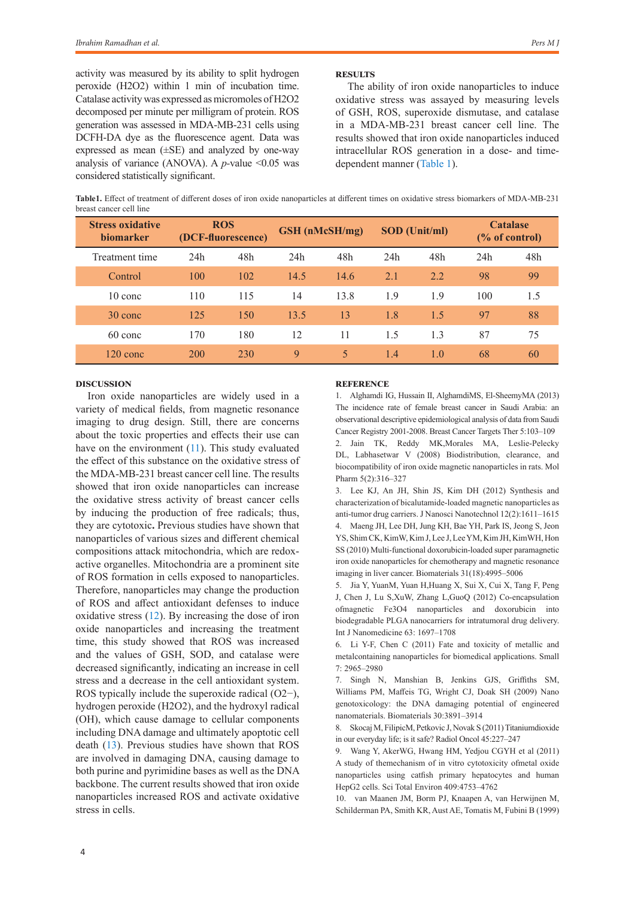activity was measured by its ability to split hydrogen peroxide ($H_2O_2$) within 1 min of incubation time. Catalase activity was expressed as micromoles of $H_2O_2$ decomposed per minute per milligram of protein. ROS generation was assessed in MDA-MB-231 cells using DCFH-DA dye as the fluorescence agent. Data was expressed as mean (±SE) and analyzed by one-way analysis of variance (ANOVA). A $p$-value $<0.05$ was considered statistically significant.

## RESULTS

The ability of iron oxide nanoparticles to induce oxidative stress was assayed by measuring levels of GSH, ROS, superoxide dismutase, and catalase in a MDA-MB-231 breast cancer cell line. The results showed that iron oxide nanoparticles induced intracellular ROS generation in a dose- and time-dependent manner (Table 1).

**Table1.** Effect of treatment of different doses of iron oxide nanoparticles at different times on oxidative stress biomarkers of MDA-MB-231 breast cancer cell line

| Stress oxidative biomarker | ROS (DCF-fluorescence) | | GSH (nMcSH/mg) | | SOD (Unit/ml) | | Catalase (% of control) | |
|---|---|---|---|---|---|---|---|---|
| Treatment time | 24h | 48h | 24h | 48h | 24h | 48h | 24h | 48h |
| Control | 100 | 102 | 14.5 | 14.6 | 2.1 | 2.2 | 98 | 99 |
| 10 conc | 110 | 115 | 14 | 13.8 | 1.9 | 1.9 | 100 | 1.5 |
| 30 conc | 125 | 150 | 13.5 | 13 | 1.8 | 1.5 | 97 | 88 |
| 60 conc | 170 | 180 | 12 | 11 | 1.5 | 1.3 | 87 | 75 |
| 120 conc | 200 | 230 | 9 | 5 | 1.4 | 1.0 | 68 | 60 |

## DISCUSSION

Iron oxide nanoparticles are widely used in a variety of medical fields, from magnetic resonance imaging to drug design. Still, there are concerns about the toxic properties and effects their use can have on the environment (11). This study evaluated the effect of this substance on the oxidative stress of the MDA-MB-231 breast cancer cell line. The results showed that iron oxide nanoparticles can increase the oxidative stress activity of breast cancer cells by inducing the production of free radicals; thus, they are cytotoxic**.** Previous studies have shown that nanoparticles of various sizes and different chemical compositions attack mitochondria, which are redox-active organelles. Mitochondria are a prominent site of ROS formation in cells exposed to nanoparticles. Therefore, nanoparticles may change the production of ROS and affect antioxidant defenses to induce oxidative stress (12). By increasing the dose of iron oxide nanoparticles and increasing the treatment time, this study showed that ROS was increased and the values of GSH, SOD, and catalase were decreased significantly, indicating an increase in cell stress and a decrease in the cell antioxidant system. ROS typically include the superoxide radical ($O_2^-$), hydrogen peroxide ($H_2O_2$), and the hydroxyl radical (OH), which cause damage to cellular components including DNA damage and ultimately apoptotic cell death (13). Previous studies have shown that ROS are involved in damaging DNA, causing damage to both purine and pyrimidine bases as well as the DNA backbone. The current results showed that iron oxide nanoparticles increased ROS and activate oxidative stress in cells.

## REFERENCE

1. Alghamdi IG, Hussain II, AlghamdiMS, El-SheemyMA (2013) The incidence rate of female breast cancer in Saudi Arabia: an observational descriptive epidemiological analysis of data from Saudi Cancer Registry 2001-2008. Breast Cancer Targets Ther 5:103–109
2. Jain TK, Reddy MK,Morales MA, Leslie-Pelecky DL, Labhasetwar V (2008) Biodistribution, clearance, and biocompatibility of iron oxide magnetic nanoparticles in rats. Mol Pharm 5(2):316–327
3. Lee KJ, An JH, Shin JS, Kim DH (2012) Synthesis and characterization of bicalutamide-loaded magnetic nanoparticles as anti-tumor drug carriers. J Nanosci Nanotechnol 12(2):1611–1615
4. Maeng JH, Lee DH, Jung KH, Bae YH, Park IS, Jeong S, Jeon YS, Shim CK, KimW, Kim J, Lee J, Lee YM, Kim JH, KimWH, Hon SS (2010) Multi-functional doxorubicin-loaded super paramagnetic iron oxide nanoparticles for chemotherapy and magnetic resonance imaging in liver cancer. Biomaterials 31(18):4995–5006
5. Jia Y, YuanM, Yuan H,Huang X, Sui X, Cui X, Tang F, Peng J, Chen J, Lu S,XuW, Zhang L,GuoQ (2012) Co-encapsulation ofmagnetic Fe3O4 nanoparticles and doxorubicin into biodegradable PLGA nanocarriers for intratumoral drug delivery. Int J Nanomedicine 63: 1697–1708
6. Li Y-F, Chen C (2011) Fate and toxicity of metallic and metalcontaining nanoparticles for biomedical applications. Small 7: 2965–2980
7. Singh N, Manshian B, Jenkins GJS, Griffiths SM, Williams PM, Maffeis TG, Wright CJ, Doak SH (2009) Nano genotoxicology: the DNA damaging potential of engineered nanomaterials. Biomaterials 30:3891–3914
8. Skocaj M, FilipicM, Petkovic J, Novak S (2011) Titaniumdioxide in our everyday life; is it safe? Radiol Oncol 45:227–247
9. Wang Y, AkerWG, Hwang HM, Yedjou CGYH et al (2011) A study of themechanism of in vitro cytotoxicity ofmetal oxide nanoparticles using catfish primary hepatocytes and human HepG2 cells. Sci Total Environ 409:4753–4762
10. van Maanen JM, Borm PJ, Knaapen A, van Herwijnen M, Schilderman PA, Smith KR, Aust AE, Tomatis M, Fubini B (1999)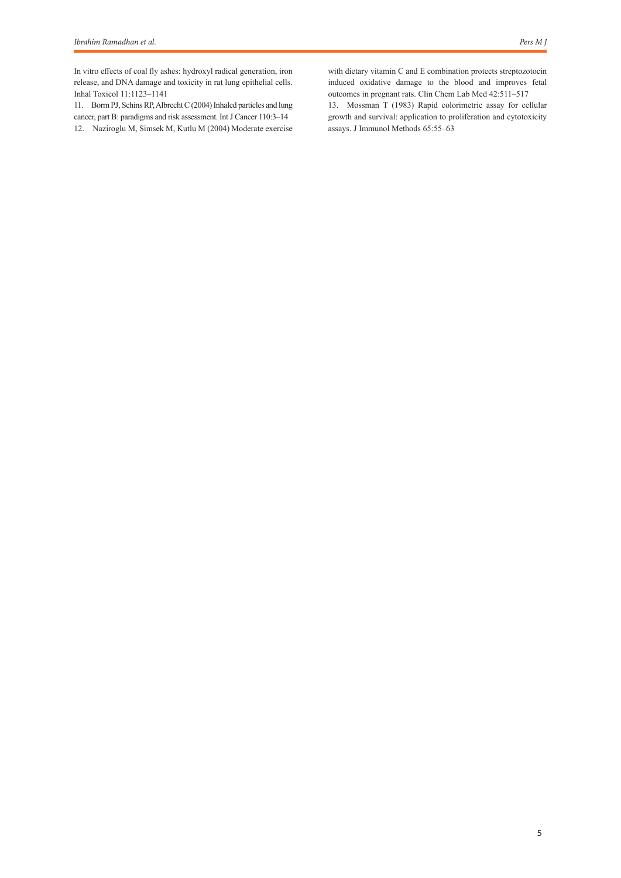In vitro effects of coal fly ashes: hydroxyl radical generation, iron release, and DNA damage and toxicity in rat lung epithelial cells. Inhal Toxicol 11:1123–1141

11. Borm PJ, Schins RP, Albrecht C (2004) Inhaled particles and lung cancer, part B: paradigms and risk assessment. Int J Cancer 110:3–14

12. Naziroglu M, Simsek M, Kutlu M (2004) Moderate exercise with dietary vitamin C and E combination protects streptozotocin induced oxidative damage to the blood and improves fetal outcomes in pregnant rats. Clin Chem Lab Med 42:511–517

13. Mossman T (1983) Rapid colorimetric assay for cellular growth and survival: application to proliferation and cytotoxicity assays. J Immunol Methods 65:55–63